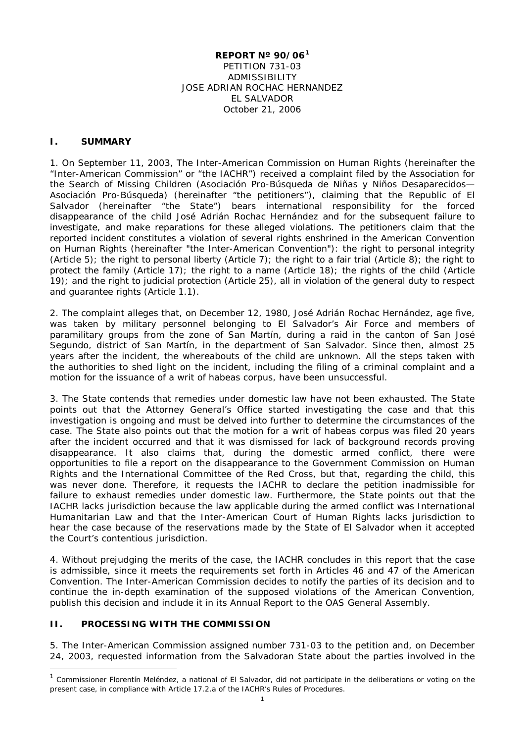**REPORT Nº 90/06[1]**
PETITION 731-03
ADMISSIBILITY
JOSE ADRIAN ROCHAC HERNANDEZ
EL SALVADOR
October 21, 2006

## I. SUMMARY

1. On September 11, 2003, The Inter-American Commission on Human Rights (hereinafter the "Inter-American Commission" or "the IACHR") received a complaint filed by the Association for the Search of Missing Children (Asociación Pro-Búsqueda de Niñas y Niños Desaparecidos—Asociación Pro-Búsqueda) (hereinafter "the petitioners"), claiming that the Republic of El Salvador (hereinafter "the State") bears international responsibility for the forced disappearance of the child José Adrián Rochac Hernández and for the subsequent failure to investigate, and make reparations for these alleged violations. The petitioners claim that the reported incident constitutes a violation of several rights enshrined in the American Convention on Human Rights (hereinafter "the Inter-American Convention"): the right to personal integrity (Article 5); the right to personal liberty (Article 7); the right to a fair trial (Article 8); the right to protect the family (Article 17); the right to a name (Article 18); the rights of the child (Article 19); and the right to judicial protection (Article 25), all in violation of the general duty to respect and guarantee rights (Article 1.1).

2. The complaint alleges that, on December 12, 1980, José Adrián Rochac Hernández, age five, was taken by military personnel belonging to El Salvador's Air Force and members of paramilitary groups from the zone of San Martín, during a raid in the canton of San José Segundo, district of San Martín, in the department of San Salvador. Since then, almost 25 years after the incident, the whereabouts of the child are unknown. All the steps taken with the authorities to shed light on the incident, including the filing of a criminal complaint and a motion for the issuance of a writ of habeas corpus, have been unsuccessful.

3. The State contends that remedies under domestic law have not been exhausted. The State points out that the Attorney General's Office started investigating the case and that this investigation is ongoing and must be delved into further to determine the circumstances of the case. The State also points out that the motion for a writ of habeas corpus was filed 20 years after the incident occurred and that it was dismissed for lack of background records proving disappearance. It also claims that, during the domestic armed conflict, there were opportunities to file a report on the disappearance to the Government Commission on Human Rights and the International Committee of the Red Cross, but that, regarding the child, this was never done. Therefore, it requests the IACHR to declare the petition inadmissible for failure to exhaust remedies under domestic law. Furthermore, the State points out that the IACHR lacks jurisdiction because the law applicable during the armed conflict was International Humanitarian Law and that the Inter-American Court of Human Rights lacks jurisdiction to hear the case because of the reservations made by the State of El Salvador when it accepted the Court's contentious jurisdiction.

4. Without prejudging the merits of the case, the IACHR concludes in this report that the case is admissible, since it meets the requirements set forth in Articles 46 and 47 of the American Convention. The Inter-American Commission decides to notify the parties of its decision and to continue the in-depth examination of the supposed violations of the American Convention, publish this decision and include it in its Annual Report to the OAS General Assembly.

## II. PROCESSING WITH THE COMMISSION

5. The Inter-American Commission assigned number 731-03 to the petition and, on December 24, 2003, requested information from the Salvadoran State about the parties involved in the

[1] Commissioner Florentín Meléndez, a national of El Salvador, did not participate in the deliberations or voting on the present case, in compliance with Article 17.2.a of the IACHR's Rules of Procedures.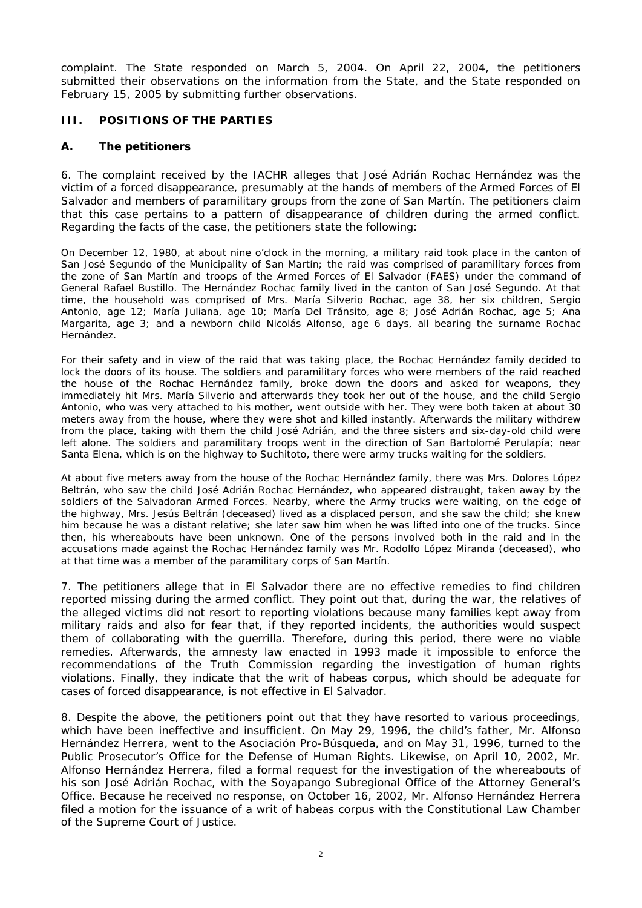complaint. The State responded on March 5, 2004. On April 22, 2004, the petitioners submitted their observations on the information from the State, and the State responded on February 15, 2005 by submitting further observations.

## III. POSITIONS OF THE PARTIES

### A. The petitioners

6. The complaint received by the IACHR alleges that José Adrián Rochac Hernández was the victim of a forced disappearance, presumably at the hands of members of the Armed Forces of El Salvador and members of paramilitary groups from the zone of San Martín. The petitioners claim that this case pertains to a pattern of disappearance of children during the armed conflict. Regarding the facts of the case, the petitioners state the following:

On December 12, 1980, at about nine o'clock in the morning, a military raid took place in the canton of San José Segundo of the Municipality of San Martín; the raid was comprised of paramilitary forces from the zone of San Martín and troops of the Armed Forces of El Salvador (FAES) under the command of General Rafael Bustillo. The Hernández Rochac family lived in the canton of San José Segundo. At that time, the household was comprised of Mrs. María Silverio Rochac, age 38, her six children, Sergio Antonio, age 12; María Juliana, age 10; María Del Tránsito, age 8; José Adrián Rochac, age 5; Ana Margarita, age 3; and a newborn child Nicolás Alfonso, age 6 days, all bearing the surname Rochac Hernández.

For their safety and in view of the raid that was taking place, the Rochac Hernández family decided to lock the doors of its house. The soldiers and paramilitary forces who were members of the raid reached the house of the Rochac Hernández family, broke down the doors and asked for weapons, they immediately hit Mrs. María Silverio and afterwards they took her out of the house, and the child Sergio Antonio, who was very attached to his mother, went outside with her. They were both taken at about 30 meters away from the house, where they were shot and killed instantly. Afterwards the military withdrew from the place, taking with them the child José Adrián, and the three sisters and six-day-old child were left alone. The soldiers and paramilitary troops went in the direction of San Bartolomé Perulapía; near Santa Elena, which is on the highway to Suchitoto, there were army trucks waiting for the soldiers.

At about five meters away from the house of the Rochac Hernández family, there was Mrs. Dolores López Beltrán, who saw the child José Adrián Rochac Hernández, who appeared distraught, taken away by the soldiers of the Salvadoran Armed Forces. Nearby, where the Army trucks were waiting, on the edge of the highway, Mrs. Jesús Beltrán (deceased) lived as a displaced person, and she saw the child; she knew him because he was a distant relative; she later saw him when he was lifted into one of the trucks. Since then, his whereabouts have been unknown. One of the persons involved both in the raid and in the accusations made against the Rochac Hernández family was Mr. Rodolfo López Miranda (deceased), who at that time was a member of the paramilitary corps of San Martín.

7. The petitioners allege that in El Salvador there are no effective remedies to find children reported missing during the armed conflict. They point out that, during the war, the relatives of the alleged victims did not resort to reporting violations because many families kept away from military raids and also for fear that, if they reported incidents, the authorities would suspect them of collaborating with the guerrilla. Therefore, during this period, there were no viable remedies. Afterwards, the amnesty law enacted in 1993 made it impossible to enforce the recommendations of the Truth Commission regarding the investigation of human rights violations. Finally, they indicate that the writ of habeas corpus, which should be adequate for cases of forced disappearance, is not effective in El Salvador.

8. Despite the above, the petitioners point out that they have resorted to various proceedings, which have been ineffective and insufficient. On May 29, 1996, the child's father, Mr. Alfonso Hernández Herrera, went to the Asociación Pro-Búsqueda, and on May 31, 1996, turned to the Public Prosecutor's Office for the Defense of Human Rights. Likewise, on April 10, 2002, Mr. Alfonso Hernández Herrera, filed a formal request for the investigation of the whereabouts of his son José Adrián Rochac, with the Soyapango Subregional Office of the Attorney General's Office. Because he received no response, on October 16, 2002, Mr. Alfonso Hernández Herrera filed a motion for the issuance of a writ of habeas corpus with the Constitutional Law Chamber of the Supreme Court of Justice.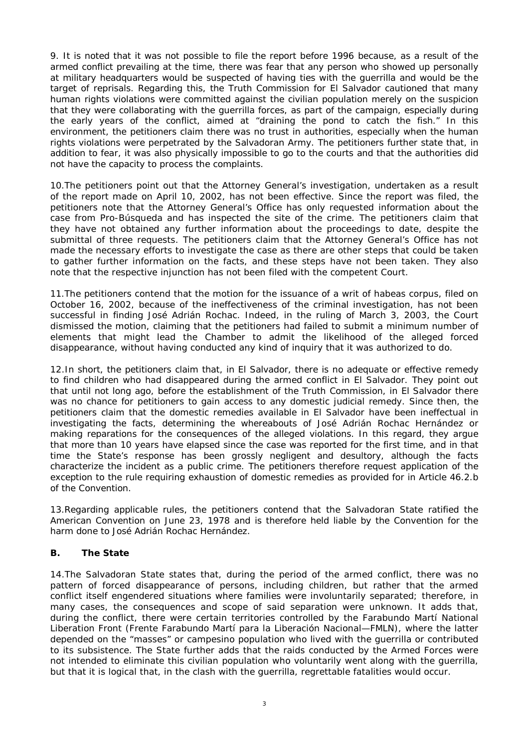9. It is noted that it was not possible to file the report before 1996 because, as a result of the armed conflict prevailing at the time, there was fear that any person who showed up personally at military headquarters would be suspected of having ties with the guerrilla and would be the target of reprisals. Regarding this, the Truth Commission for El Salvador cautioned that many human rights violations were committed against the civilian population merely on the suspicion that they were collaborating with the guerrilla forces, as part of the campaign, especially during the early years of the conflict, aimed at "draining the pond to catch the fish." In this environment, the petitioners claim there was no trust in authorities, especially when the human rights violations were perpetrated by the Salvadoran Army. The petitioners further state that, in addition to fear, it was also physically impossible to go to the courts and that the authorities did not have the capacity to process the complaints.

10. The petitioners point out that the Attorney General's investigation, undertaken as a result of the report made on April 10, 2002, has not been effective. Since the report was filed, the petitioners note that the Attorney General's Office has only requested information about the case from Pro-Búsqueda and has inspected the site of the crime. The petitioners claim that they have not obtained any further information about the proceedings to date, despite the submittal of three requests. The petitioners claim that the Attorney General's Office has not made the necessary efforts to investigate the case as there are other steps that could be taken to gather further information on the facts, and these steps have not been taken. They also note that the respective injunction has not been filed with the competent Court.

11. The petitioners contend that the motion for the issuance of a writ of habeas corpus, filed on October 16, 2002, because of the ineffectiveness of the criminal investigation, has not been successful in finding José Adrián Rochac. Indeed, in the ruling of March 3, 2003, the Court dismissed the motion, claiming that the petitioners had failed to submit a minimum number of elements that might lead the Chamber to admit the likelihood of the alleged forced disappearance, without having conducted any kind of inquiry that it was authorized to do.

12. In short, the petitioners claim that, in El Salvador, there is no adequate or effective remedy to find children who had disappeared during the armed conflict in El Salvador. They point out that until not long ago, before the establishment of the Truth Commission, in El Salvador there was no chance for petitioners to gain access to any domestic judicial remedy. Since then, the petitioners claim that the domestic remedies available in El Salvador have been ineffectual in investigating the facts, determining the whereabouts of José Adrián Rochac Hernández or making reparations for the consequences of the alleged violations. In this regard, they argue that more than 10 years have elapsed since the case was reported for the first time, and in that time the State's response has been grossly negligent and desultory, although the facts characterize the incident as a public crime. The petitioners therefore request application of the exception to the rule requiring exhaustion of domestic remedies as provided for in Article 46.2.b of the Convention.

13. Regarding applicable rules, the petitioners contend that the Salvadoran State ratified the American Convention on June 23, 1978 and is therefore held liable by the Convention for the harm done to José Adrián Rochac Hernández.

### B. The State

14. The Salvadoran State states that, during the period of the armed conflict, there was no pattern of forced disappearance of persons, including children, but rather that the armed conflict itself engendered situations where families were involuntarily separated; therefore, in many cases, the consequences and scope of said separation were unknown. It adds that, during the conflict, there were certain territories controlled by the Farabundo Martí National Liberation Front (Frente Farabundo Martí para la Liberación Nacional—FMLN), where the latter depended on the "masses" or campesino population who lived with the guerrilla or contributed to its subsistence. The State further adds that the raids conducted by the Armed Forces were not intended to eliminate this civilian population who voluntarily went along with the guerrilla, but that it is logical that, in the clash with the guerrilla, regrettable fatalities would occur.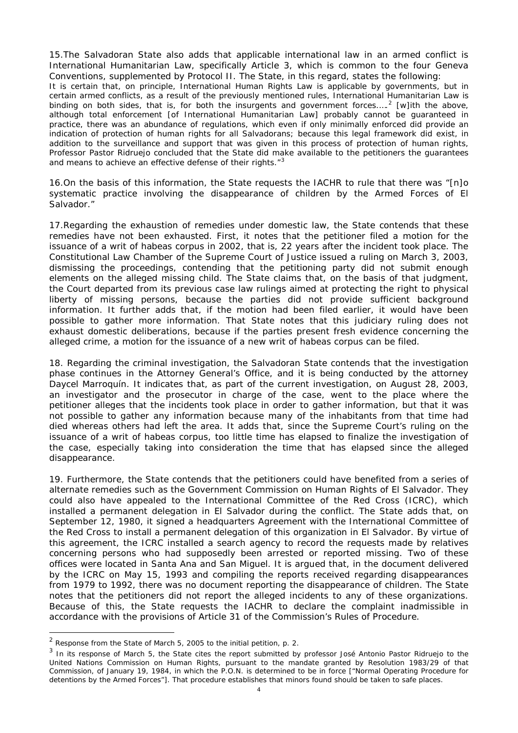15.The Salvadoran State also adds that applicable international law in an armed conflict is International Humanitarian Law, specifically Article 3, which is common to the four Geneva Conventions, supplemented by Protocol II. The State, in this regard, states the following:

It is certain that, on principle, International Human Rights Law is applicable by governments, but in certain armed conflicts, as a result of the previously mentioned rules, International Humanitarian Law is binding on both sides, that is, for both the insurgents and government forces….[2] [w]ith the above, although total enforcement [of International Humanitarian Law] probably cannot be guaranteed in practice, there was an abundance of regulations, which even if only minimally enforced did provide an indication of protection of human rights for all Salvadorans; because this legal framework did exist, in addition to the surveillance and support that was given in this process of protection of human rights, Professor Pastor Ridruejo concluded that the State did make available to the petitioners the guarantees and means to achieve an effective defense of their rights."[3]

16.On the basis of this information, the State requests the IACHR to rule that there was "[n]o systematic practice involving the disappearance of children by the Armed Forces of El Salvador."

17.Regarding the exhaustion of remedies under domestic law, the State contends that these remedies have not been exhausted. First, it notes that the petitioner filed a motion for the issuance of a writ of habeas corpus in 2002, that is, 22 years after the incident took place. The Constitutional Law Chamber of the Supreme Court of Justice issued a ruling on March 3, 2003, dismissing the proceedings, contending that the petitioning party did not submit enough elements on the alleged missing child. The State claims that, on the basis of that judgment, the Court departed from its previous case law rulings aimed at protecting the right to physical liberty of missing persons, because the parties did not provide sufficient background information. It further adds that, if the motion had been filed earlier, it would have been possible to gather more information. That State notes that this judiciary ruling does not exhaust domestic deliberations, because if the parties present fresh evidence concerning the alleged crime, a motion for the issuance of a new writ of habeas corpus can be filed.

18. Regarding the criminal investigation, the Salvadoran State contends that the investigation phase continues in the Attorney General's Office, and it is being conducted by the attorney Daycel Marroquín. It indicates that, as part of the current investigation, on August 28, 2003, an investigator and the prosecutor in charge of the case, went to the place where the petitioner alleges that the incidents took place in order to gather information, but that it was not possible to gather any information because many of the inhabitants from that time had died whereas others had left the area. It adds that, since the Supreme Court's ruling on the issuance of a writ of habeas corpus, too little time has elapsed to finalize the investigation of the case, especially taking into consideration the time that has elapsed since the alleged disappearance.

19. Furthermore, the State contends that the petitioners could have benefited from a series of alternate remedies such as the Government Commission on Human Rights of El Salvador. They could also have appealed to the International Committee of the Red Cross (ICRC), which installed a permanent delegation in El Salvador during the conflict. The State adds that, on September 12, 1980, it signed a headquarters Agreement with the International Committee of the Red Cross to install a permanent delegation of this organization in El Salvador. By virtue of this agreement, the ICRC installed a search agency to record the requests made by relatives concerning persons who had supposedly been arrested or reported missing. Two of these offices were located in Santa Ana and San Miguel. It is argued that, in the document delivered by the ICRC on May 15, 1993 and compiling the reports received regarding disappearances from 1979 to 1992, there was no document reporting the disappearance of children. The State notes that the petitioners did not report the alleged incidents to any of these organizations. Because of this, the State requests the IACHR to declare the complaint inadmissible in accordance with the provisions of Article 31 of the Commission's Rules of Procedure.

---

[2] Response from the State of March 5, 2005 to the initial petition, p. 2.

[3] In its response of March 5, the State cites the report submitted by professor José Antonio Pastor Ridruejo to the United Nations Commission on Human Rights, pursuant to the mandate granted by Resolution 1983/29 of that Commission, of January 19, 1984, in which the P.O.N. is determined to be in force ["Normal Operating Procedure for detentions by the Armed Forces"]. That procedure establishes that minors found should be taken to safe places.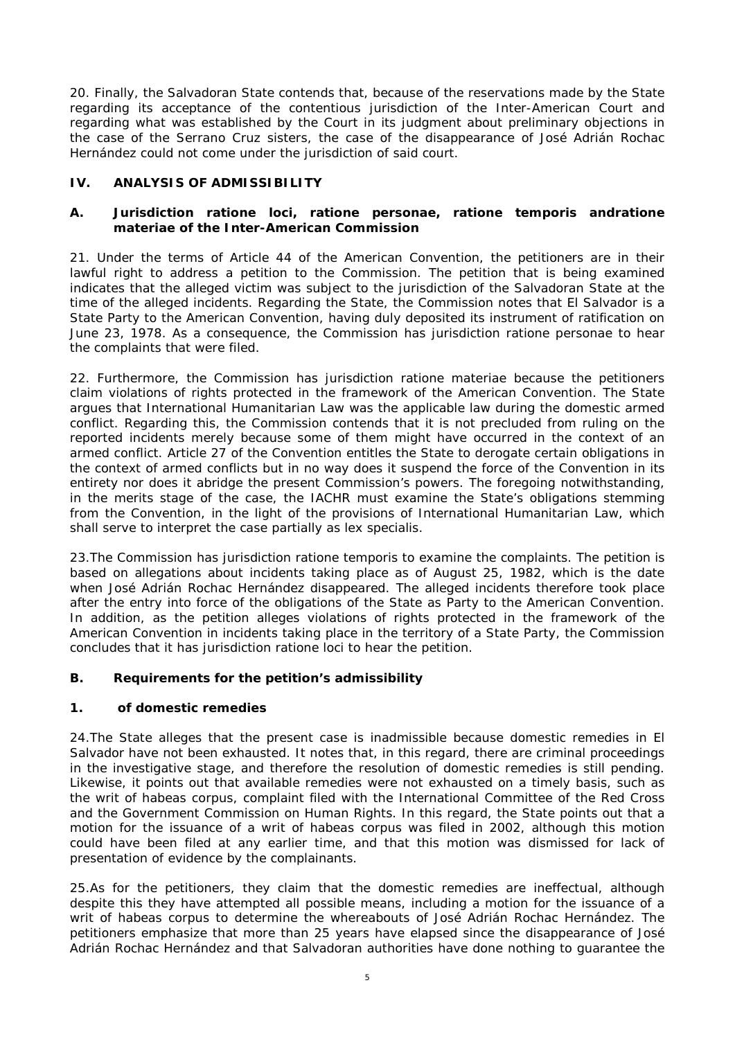20. Finally, the Salvadoran State contends that, because of the reservations made by the State regarding its acceptance of the contentious jurisdiction of the Inter-American Court and regarding what was established by the Court in its judgment about preliminary objections in the case of the Serrano Cruz sisters, the case of the disappearance of José Adrián Rochac Hernández could not come under the jurisdiction of said court.

## IV. ANALYSIS OF ADMISSIBILITY

### A. Jurisdiction ratione loci, ratione personae, ratione temporis andratione materiae of the Inter-American Commission

21. Under the terms of Article 44 of the American Convention, the petitioners are in their lawful right to address a petition to the Commission. The petition that is being examined indicates that the alleged victim was subject to the jurisdiction of the Salvadoran State at the time of the alleged incidents. Regarding the State, the Commission notes that El Salvador is a State Party to the American Convention, having duly deposited its instrument of ratification on June 23, 1978. As a consequence, the Commission has jurisdiction ratione personae to hear the complaints that were filed.

22. Furthermore, the Commission has jurisdiction ratione materiae because the petitioners claim violations of rights protected in the framework of the American Convention. The State argues that International Humanitarian Law was the applicable law during the domestic armed conflict. Regarding this, the Commission contends that it is not precluded from ruling on the reported incidents merely because some of them might have occurred in the context of an armed conflict. Article 27 of the Convention entitles the State to derogate certain obligations in the context of armed conflicts but in no way does it suspend the force of the Convention in its entirety nor does it abridge the present Commission's powers. The foregoing notwithstanding, in the merits stage of the case, the IACHR must examine the State's obligations stemming from the Convention, in the light of the provisions of International Humanitarian Law, which shall serve to interpret the case partially as lex specialis.

23.The Commission has jurisdiction ratione temporis to examine the complaints. The petition is based on allegations about incidents taking place as of August 25, 1982, which is the date when José Adrián Rochac Hernández disappeared. The alleged incidents therefore took place after the entry into force of the obligations of the State as Party to the American Convention. In addition, as the petition alleges violations of rights protected in the framework of the American Convention in incidents taking place in the territory of a State Party, the Commission concludes that it has jurisdiction ratione loci to hear the petition.

### B. Requirements for the petition's admissibility

#### 1. of domestic remedies

24.The State alleges that the present case is inadmissible because domestic remedies in El Salvador have not been exhausted. It notes that, in this regard, there are criminal proceedings in the investigative stage, and therefore the resolution of domestic remedies is still pending. Likewise, it points out that available remedies were not exhausted on a timely basis, such as the writ of habeas corpus, complaint filed with the International Committee of the Red Cross and the Government Commission on Human Rights. In this regard, the State points out that a motion for the issuance of a writ of habeas corpus was filed in 2002, although this motion could have been filed at any earlier time, and that this motion was dismissed for lack of presentation of evidence by the complainants.

25.As for the petitioners, they claim that the domestic remedies are ineffectual, although despite this they have attempted all possible means, including a motion for the issuance of a writ of habeas corpus to determine the whereabouts of José Adrián Rochac Hernández. The petitioners emphasize that more than 25 years have elapsed since the disappearance of José Adrián Rochac Hernández and that Salvadoran authorities have done nothing to guarantee the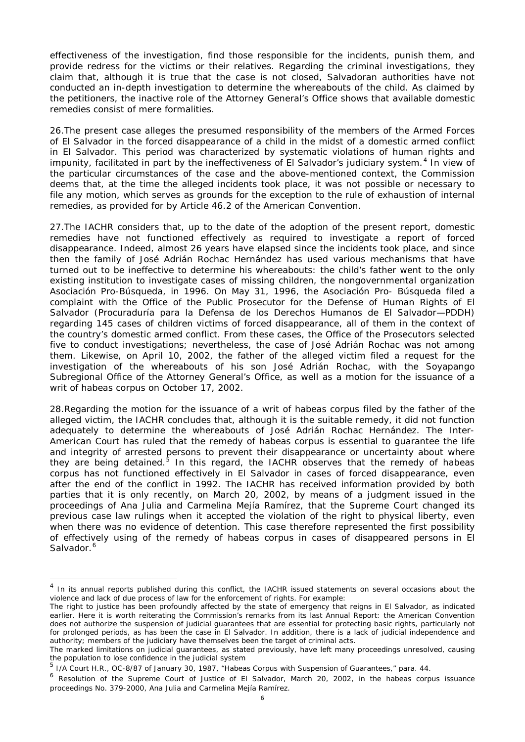effectiveness of the investigation, find those responsible for the incidents, punish them, and provide redress for the victims or their relatives. Regarding the criminal investigations, they claim that, although it is true that the case is not closed, Salvadoran authorities have not conducted an in-depth investigation to determine the whereabouts of the child. As claimed by the petitioners, the inactive role of the Attorney General's Office shows that available domestic remedies consist of mere formalities.

26.The present case alleges the presumed responsibility of the members of the Armed Forces of El Salvador in the forced disappearance of a child in the midst of a domestic armed conflict in El Salvador. This period was characterized by systematic violations of human rights and impunity, facilitated in part by the ineffectiveness of El Salvador's judiciary system.[4] In view of the particular circumstances of the case and the above-mentioned context, the Commission deems that, at the time the alleged incidents took place, it was not possible or necessary to file any motion, which serves as grounds for the exception to the rule of exhaustion of internal remedies, as provided for by Article 46.2 of the American Convention.

27.The IACHR considers that, up to the date of the adoption of the present report, domestic remedies have not functioned effectively as required to investigate a report of forced disappearance. Indeed, almost 26 years have elapsed since the incidents took place, and since then the family of José Adrián Rochac Hernández has used various mechanisms that have turned out to be ineffective to determine his whereabouts: the child's father went to the only existing institution to investigate cases of missing children, the nongovernmental organization Asociación Pro-Búsqueda, in 1996. On May 31, 1996, the Asociación Pro- Búsqueda filed a complaint with the Office of the Public Prosecutor for the Defense of Human Rights of El Salvador (Procuraduría para la Defensa de los Derechos Humanos de El Salvador—PDDH) regarding 145 cases of children victims of forced disappearance, all of them in the context of the country's domestic armed conflict. From these cases, the Office of the Prosecutors selected five to conduct investigations; nevertheless, the case of José Adrián Rochac was not among them. Likewise, on April 10, 2002, the father of the alleged victim filed a request for the investigation of the whereabouts of his son José Adrián Rochac, with the Soyapango Subregional Office of the Attorney General's Office, as well as a motion for the issuance of a writ of habeas corpus on October 17, 2002.

28.Regarding the motion for the issuance of a writ of habeas corpus filed by the father of the alleged victim, the IACHR concludes that, although it is the suitable remedy, it did not function adequately to determine the whereabouts of José Adrián Rochac Hernández. The Inter-American Court has ruled that the remedy of habeas corpus is essential to guarantee the life and integrity of arrested persons to prevent their disappearance or uncertainty about where they are being detained.[5] In this regard, the IACHR observes that the remedy of habeas corpus has not functioned effectively in El Salvador in cases of forced disappearance, even after the end of the conflict in 1992. The IACHR has received information provided by both parties that it is only recently, on March 20, 2002, by means of a judgment issued in the proceedings of Ana Julia and Carmelina Mejía Ramírez, that the Supreme Court changed its previous case law rulings when it accepted the violation of the right to physical liberty, even when there was no evidence of detention. This case therefore represented the first possibility of effectively using of the remedy of habeas corpus in cases of disappeared persons in El Salvador.[6]

---

[4] In its annual reports published during this conflict, the IACHR issued statements on several occasions about the violence and lack of due process of law for the enforcement of rights. For example:

The right to justice has been profoundly affected by the state of emergency that reigns in El Salvador, as indicated earlier. Here it is worth reiterating the Commission's remarks from its last Annual Report: the American Convention does not authorize the suspension of judicial guarantees that are essential for protecting basic rights, particularly not for prolonged periods, as has been the case in El Salvador. In addition, there is a lack of judicial independence and authority; members of the judiciary have themselves been the target of criminal acts.

The marked limitations on judicial guarantees, as stated previously, have left many proceedings unresolved, causing the population to lose confidence in the judicial system

[5] I/A Court H.R., OC-8/87 of January 30, 1987, "Habeas Corpus with Suspension of Guarantees," para. 44.

[6] Resolution of the Supreme Court of Justice of El Salvador, March 20, 2002, in the habeas corpus issuance proceedings No. 379-2000, Ana Julia and Carmelina Mejía Ramírez.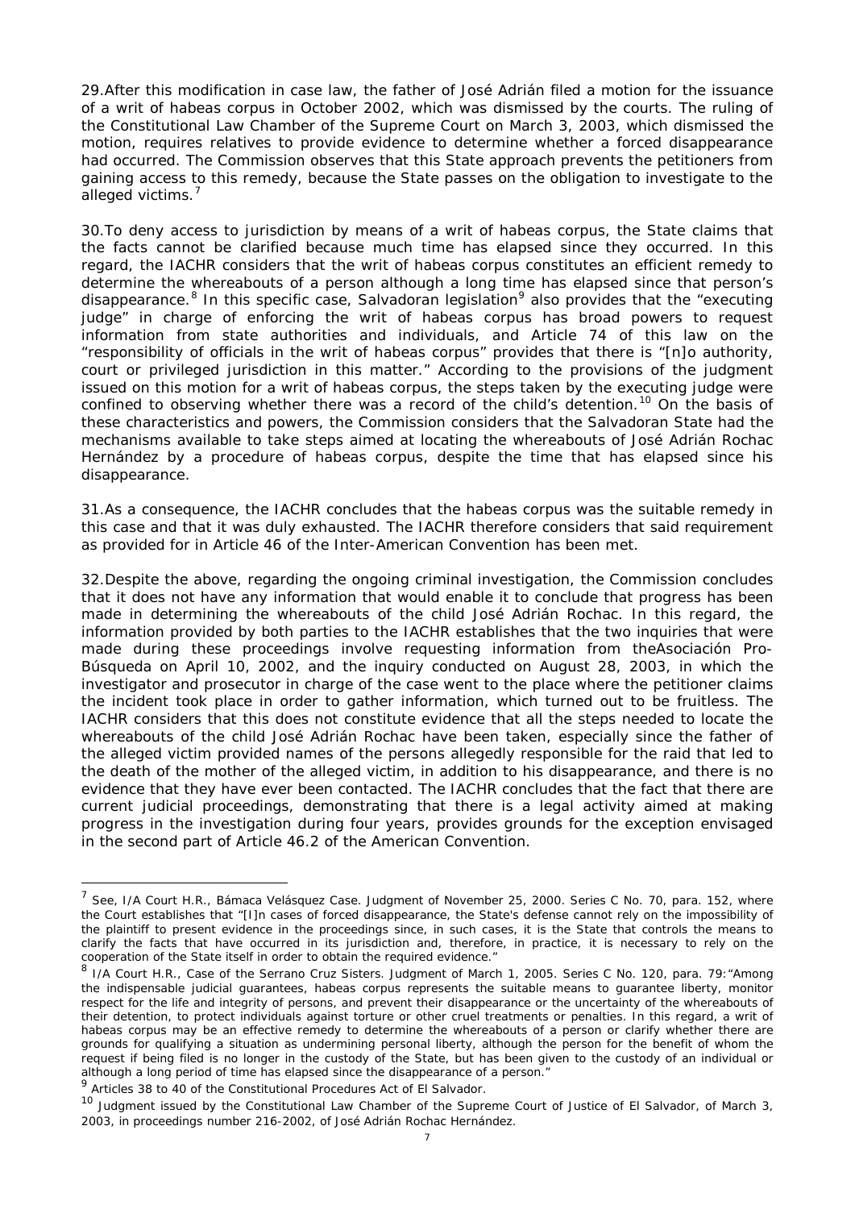29.After this modification in case law, the father of José Adrián filed a motion for the issuance of a writ of habeas corpus in October 2002, which was dismissed by the courts. The ruling of the Constitutional Law Chamber of the Supreme Court on March 3, 2003, which dismissed the motion, requires relatives to provide evidence to determine whether a forced disappearance had occurred. The Commission observes that this State approach prevents the petitioners from gaining access to this remedy, because the State passes on the obligation to investigate to the alleged victims.[7]

30.To deny access to jurisdiction by means of a writ of habeas corpus, the State claims that the facts cannot be clarified because much time has elapsed since they occurred. In this regard, the IACHR considers that the writ of habeas corpus constitutes an efficient remedy to determine the whereabouts of a person although a long time has elapsed since that person's disappearance.[8] In this specific case, Salvadoran legislation[9] also provides that the "executing judge" in charge of enforcing the writ of habeas corpus has broad powers to request information from state authorities and individuals, and Article 74 of this law on the "responsibility of officials in the writ of habeas corpus" provides that there is "[n]o authority, court or privileged jurisdiction in this matter." According to the provisions of the judgment issued on this motion for a writ of habeas corpus, the steps taken by the executing judge were confined to observing whether there was a record of the child's detention.[10] On the basis of these characteristics and powers, the Commission considers that the Salvadoran State had the mechanisms available to take steps aimed at locating the whereabouts of José Adrián Rochac Hernández by a procedure of habeas corpus, despite the time that has elapsed since his disappearance.

31.As a consequence, the IACHR concludes that the habeas corpus was the suitable remedy in this case and that it was duly exhausted. The IACHR therefore considers that said requirement as provided for in Article 46 of the Inter-American Convention has been met.

32.Despite the above, regarding the ongoing criminal investigation, the Commission concludes that it does not have any information that would enable it to conclude that progress has been made in determining the whereabouts of the child José Adrián Rochac. In this regard, the information provided by both parties to the IACHR establishes that the two inquiries that were made during these proceedings involve requesting information from the *Asociación Pro-Búsqueda* on April 10, 2002, and the inquiry conducted on August 28, 2003, in which the investigator and prosecutor in charge of the case went to the place where the petitioner claims the incident took place in order to gather information, which turned out to be fruitless. The IACHR considers that this does not constitute evidence that all the steps needed to locate the whereabouts of the child José Adrián Rochac have been taken, especially since the father of the alleged victim provided names of the persons allegedly responsible for the raid that led to the death of the mother of the alleged victim, in addition to his disappearance, and there is no evidence that they have ever been contacted. The IACHR concludes that the fact that there are current judicial proceedings, demonstrating that there is a legal activity aimed at making progress in the investigation during four years, provides grounds for the exception envisaged in the second part of Article 46.2 of the American Convention.

---

[7] See, I/A Court H.R., Bámaca Velásquez Case. Judgment of November 25, 2000. Series C No. 70, para. 152, where the Court establishes that "[I]n cases of forced disappearance, the State's defense cannot rely on the impossibility of the plaintiff to present evidence in the proceedings since, in such cases, it is the State that controls the means to clarify the facts that have occurred in its jurisdiction and, therefore, in practice, it is necessary to rely on the cooperation of the State itself in order to obtain the required evidence."

[8] I/A Court H.R., Case of the Serrano Cruz Sisters. Judgment of March 1, 2005. Series C No. 120, para. 79:"Among the indispensable judicial guarantees, habeas corpus represents the suitable means to guarantee liberty, monitor respect for the life and integrity of persons, and prevent their disappearance or the uncertainty of the whereabouts of their detention, to protect individuals against torture or other cruel treatments or penalties. In this regard, a writ of habeas corpus may be an effective remedy to determine the whereabouts of a person or clarify whether there are grounds for qualifying a situation as undermining personal liberty, although the person for the benefit of whom the request if being filed is no longer in the custody of the State, but has been given to the custody of an individual or although a long period of time has elapsed since the disappearance of a person."

[9] Articles 38 to 40 of the Constitutional Procedures Act of El Salvador.

[10] Judgment issued by the Constitutional Law Chamber of the Supreme Court of Justice of El Salvador, of March 3, 2003, in proceedings number 216-2002, of José Adrián Rochac Hernández.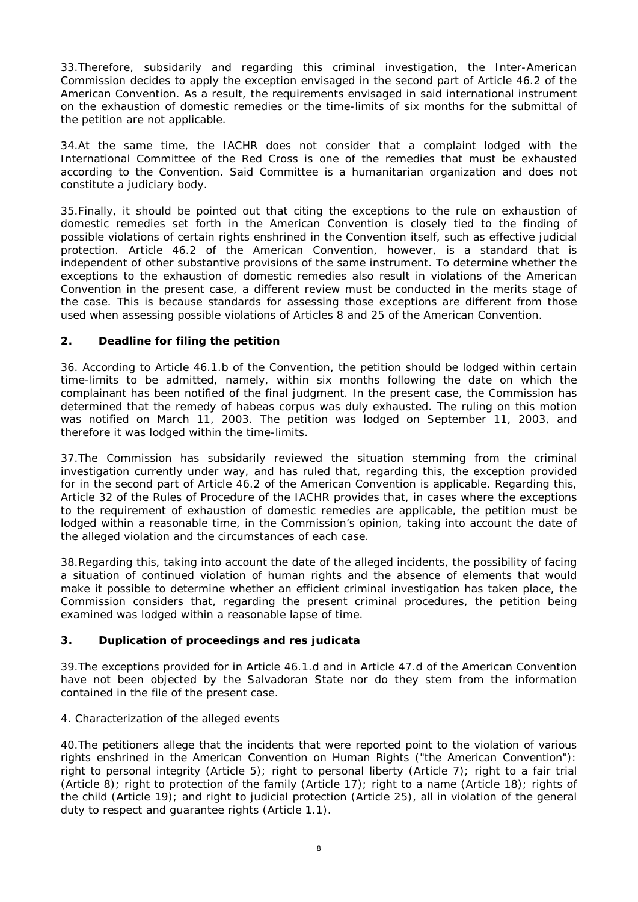33.Therefore, subsidarily and regarding this criminal investigation, the Inter-American Commission decides to apply the exception envisaged in the second part of Article 46.2 of the American Convention. As a result, the requirements envisaged in said international instrument on the exhaustion of domestic remedies or the time-limits of six months for the submittal of the petition are not applicable.

34.At the same time, the IACHR does not consider that a complaint lodged with the International Committee of the Red Cross is one of the remedies that must be exhausted according to the Convention. Said Committee is a humanitarian organization and does not constitute a judiciary body.

35.Finally, it should be pointed out that citing the exceptions to the rule on exhaustion of domestic remedies set forth in the American Convention is closely tied to the finding of possible violations of certain rights enshrined in the Convention itself, such as effective judicial protection. Article 46.2 of the American Convention, however, is a standard that is independent of other substantive provisions of the same instrument. To determine whether the exceptions to the exhaustion of domestic remedies also result in violations of the American Convention in the present case, a different review must be conducted in the merits stage of the case. This is because standards for assessing those exceptions are different from those used when assessing possible violations of Articles 8 and 25 of the American Convention.

## 2. Deadline for filing the petition

36. According to Article 46.1.b of the Convention, the petition should be lodged within certain time-limits to be admitted, namely, within six months following the date on which the complainant has been notified of the final judgment. In the present case, the Commission has determined that the remedy of habeas corpus was duly exhausted. The ruling on this motion was notified on March 11, 2003. The petition was lodged on September 11, 2003, and therefore it was lodged within the time-limits.

37.The Commission has subsidarily reviewed the situation stemming from the criminal investigation currently under way, and has ruled that, regarding this, the exception provided for in the second part of Article 46.2 of the American Convention is applicable. Regarding this, Article 32 of the Rules of Procedure of the IACHR provides that, in cases where the exceptions to the requirement of exhaustion of domestic remedies are applicable, the petition must be lodged within a reasonable time, in the Commission's opinion, taking into account the date of the alleged violation and the circumstances of each case.

38.Regarding this, taking into account the date of the alleged incidents, the possibility of facing a situation of continued violation of human rights and the absence of elements that would make it possible to determine whether an efficient criminal investigation has taken place, the Commission considers that, regarding the present criminal procedures, the petition being examined was lodged within a reasonable lapse of time.

## 3. Duplication of proceedings and res judicata

39.The exceptions provided for in Article 46.1.d and in Article 47.d of the American Convention have not been objected by the Salvadoran State nor do they stem from the information contained in the file of the present case.

4. Characterization of the alleged events

40.The petitioners allege that the incidents that were reported point to the violation of various rights enshrined in the American Convention on Human Rights ("the American Convention"): right to personal integrity (Article 5); right to personal liberty (Article 7); right to a fair trial (Article 8); right to protection of the family (Article 17); right to a name (Article 18); rights of the child (Article 19); and right to judicial protection (Article 25), all in violation of the general duty to respect and guarantee rights (Article 1.1).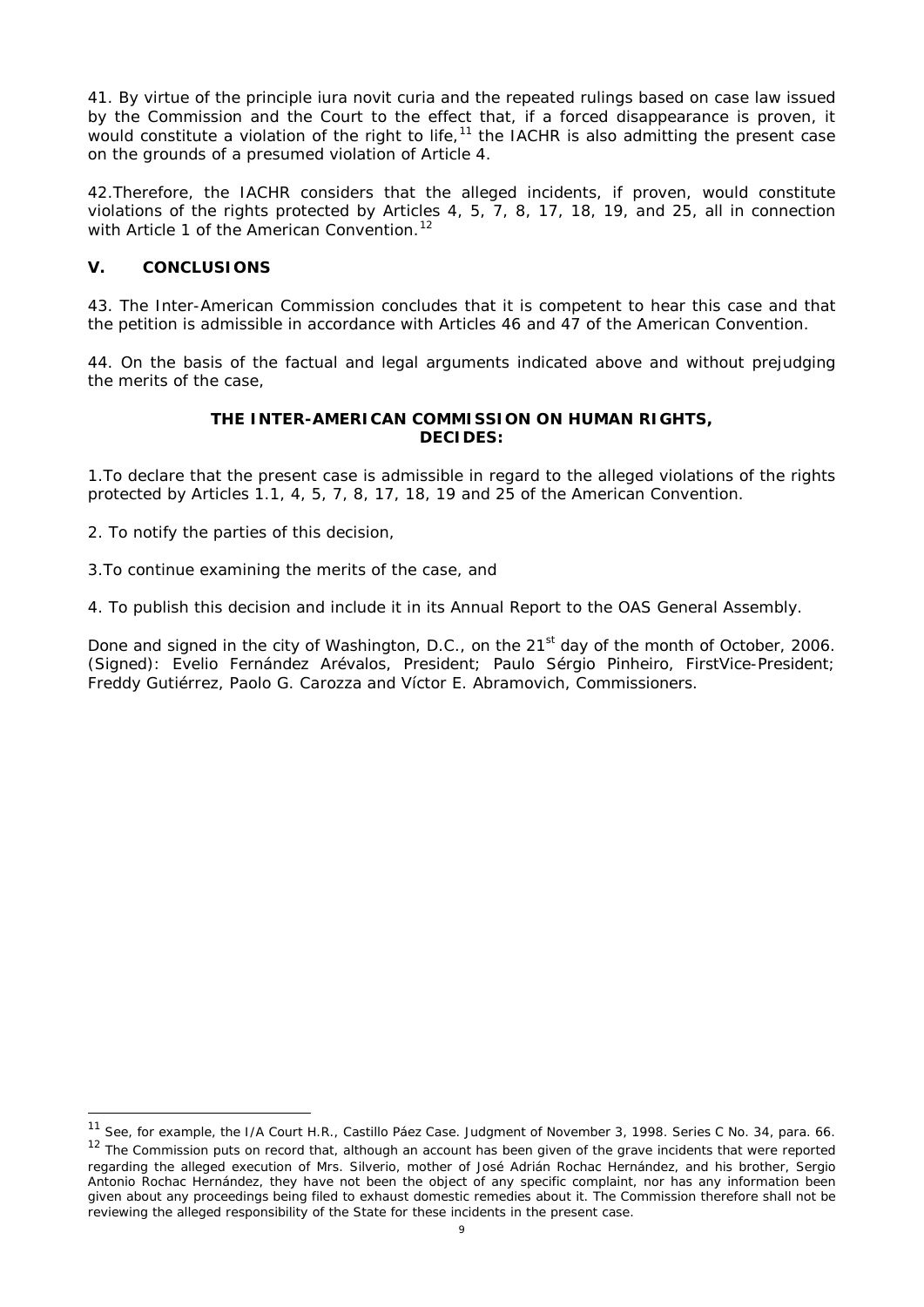41. By virtue of the principle *iura novit curia* and the repeated rulings based on case law issued by the Commission and the Court to the effect that, if a forced disappearance is proven, it would constitute a violation of the right to life,[11] the IACHR is also admitting the present case on the grounds of a presumed violation of Article 4.

42.Therefore, the IACHR considers that the alleged incidents, if proven, would constitute violations of the rights protected by Articles 4, 5, 7, 8, 17, 18, 19, and 25, all in connection with Article 1 of the American Convention.[12]

## V. CONCLUSIONS

43. The Inter-American Commission concludes that it is competent to hear this case and that the petition is admissible in accordance with Articles 46 and 47 of the American Convention.

44. On the basis of the factual and legal arguments indicated above and without prejudging the merits of the case,

**THE INTER-AMERICAN COMMISSION ON HUMAN RIGHTS,**
**DECIDES:**

1.To declare that the present case is admissible in regard to the alleged violations of the rights protected by Articles 1.1, 4, 5, 7, 8, 17, 18, 19 and 25 of the American Convention.

2. To notify the parties of this decision,

3.To continue examining the merits of the case, and

4. To publish this decision and include it in its Annual Report to the OAS General Assembly.

Done and signed in the city of Washington, D.C., on the 21st day of the month of October, 2006. (Signed): Evelio Fernández Arévalos, President; Paulo Sérgio Pinheiro, FirstVice-President; Freddy Gutiérrez, Paolo G. Carozza and Víctor E. Abramovich, Commissioners.

---

[11] See, for example, the I/A Court H.R., *Castillo Páez Case*. Judgment of November 3, 1998. Series C No. 34, para. 66.

[12] The Commission puts on record that, although an account has been given of the grave incidents that were reported regarding the alleged execution of Mrs. Silverio, mother of José Adrián Rochac Hernández, and his brother, Sergio Antonio Rochac Hernández, they have not been the object of any specific complaint, nor has any information been given about any proceedings being filed to exhaust domestic remedies about it. The Commission therefore shall not be reviewing the alleged responsibility of the State for these incidents in the present case.